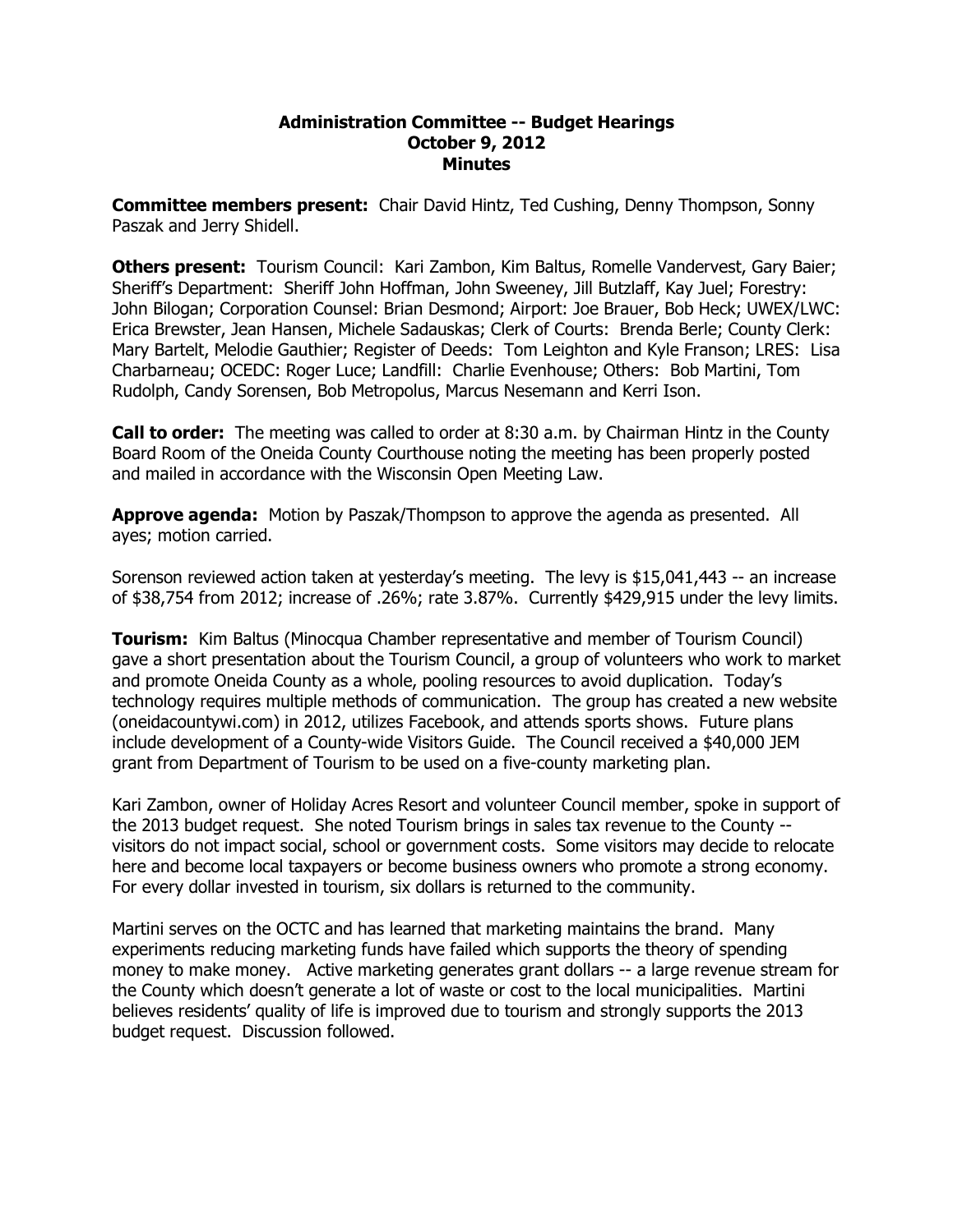# Administration Committee -- Budget Hearings
## October 9, 2012
## Minutes

**Committee members present:** Chair David Hintz, Ted Cushing, Denny Thompson, Sonny Paszak and Jerry Shidell.

**Others present:** Tourism Council: Kari Zambon, Kim Baltus, Romelle Vandervest, Gary Baier; Sheriff's Department: Sheriff John Hoffman, John Sweeney, Jill Butzlaff, Kay Juel; Forestry: John Bilogan; Corporation Counsel: Brian Desmond; Airport: Joe Brauer, Bob Heck; UWEX/LWC: Erica Brewster, Jean Hansen, Michele Sadauskas; Clerk of Courts: Brenda Berle; County Clerk: Mary Bartelt, Melodie Gauthier; Register of Deeds: Tom Leighton and Kyle Franson; LRES: Lisa Charbarneau; OCEDC: Roger Luce; Landfill: Charlie Evenhouse; Others: Bob Martini, Tom Rudolph, Candy Sorensen, Bob Metropolus, Marcus Nesemann and Kerri Ison.

**Call to order:** The meeting was called to order at 8:30 a.m. by Chairman Hintz in the County Board Room of the Oneida County Courthouse noting the meeting has been properly posted and mailed in accordance with the Wisconsin Open Meeting Law.

**Approve agenda:** Motion by Paszak/Thompson to approve the agenda as presented. All ayes; motion carried.

Sorenson reviewed action taken at yesterday's meeting. The levy is $15,041,443 -- an increase of $38,754 from 2012; increase of .26%; rate 3.87%. Currently $429,915 under the levy limits.

**Tourism:** Kim Baltus (Minocqua Chamber representative and member of Tourism Council) gave a short presentation about the Tourism Council, a group of volunteers who work to market and promote Oneida County as a whole, pooling resources to avoid duplication. Today's technology requires multiple methods of communication. The group has created a new website (oneidacountywi.com) in 2012, utilizes Facebook, and attends sports shows. Future plans include development of a County-wide Visitors Guide. The Council received a $40,000 JEM grant from Department of Tourism to be used on a five-county marketing plan.

Kari Zambon, owner of Holiday Acres Resort and volunteer Council member, spoke in support of the 2013 budget request. She noted Tourism brings in sales tax revenue to the County -- visitors do not impact social, school or government costs. Some visitors may decide to relocate here and become local taxpayers or become business owners who promote a strong economy. For every dollar invested in tourism, six dollars is returned to the community.

Martini serves on the OCTC and has learned that marketing maintains the brand. Many experiments reducing marketing funds have failed which supports the theory of spending money to make money. Active marketing generates grant dollars -- a large revenue stream for the County which doesn't generate a lot of waste or cost to the local municipalities. Martini believes residents' quality of life is improved due to tourism and strongly supports the 2013 budget request. Discussion followed.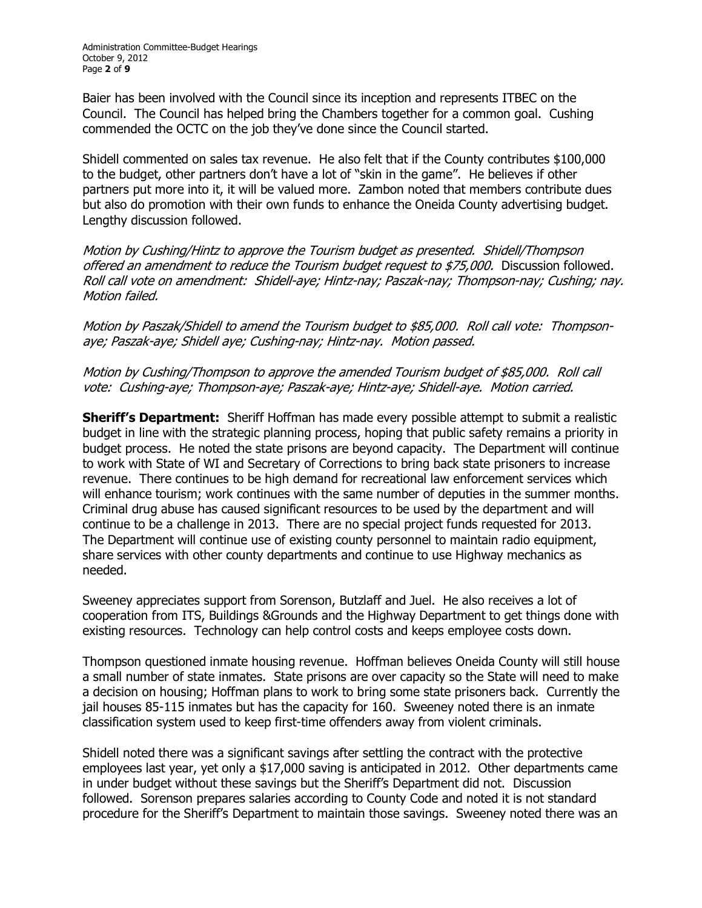Baier has been involved with the Council since its inception and represents ITBEC on the Council. The Council has helped bring the Chambers together for a common goal. Cushing commended the OCTC on the job they've done since the Council started.

Shidell commented on sales tax revenue. He also felt that if the County contributes $100,000 to the budget, other partners don't have a lot of "skin in the game". He believes if other partners put more into it, it will be valued more. Zambon noted that members contribute dues but also do promotion with their own funds to enhance the Oneida County advertising budget. Lengthy discussion followed.

*Motion by Cushing/Hintz to approve the Tourism budget as presented. Shidell/Thompson offered an amendment to reduce the Tourism budget request to $75,000.* Discussion followed. *Roll call vote on amendment: Shidell-aye; Hintz-nay; Paszak-nay; Thompson-nay; Cushing; nay. Motion failed.*

*Motion by Paszak/Shidell to amend the Tourism budget to $85,000. Roll call vote: Thompson-aye; Paszak-aye; Shidell aye; Cushing-nay; Hintz-nay. Motion passed.*

*Motion by Cushing/Thompson to approve the amended Tourism budget of $85,000. Roll call vote: Cushing-aye; Thompson-aye; Paszak-aye; Hintz-aye; Shidell-aye. Motion carried.*

**Sheriff's Department:** Sheriff Hoffman has made every possible attempt to submit a realistic budget in line with the strategic planning process, hoping that public safety remains a priority in budget process. He noted the state prisons are beyond capacity. The Department will continue to work with State of WI and Secretary of Corrections to bring back state prisoners to increase revenue. There continues to be high demand for recreational law enforcement services which will enhance tourism; work continues with the same number of deputies in the summer months. Criminal drug abuse has caused significant resources to be used by the department and will continue to be a challenge in 2013. There are no special project funds requested for 2013. The Department will continue use of existing county personnel to maintain radio equipment, share services with other county departments and continue to use Highway mechanics as needed.

Sweeney appreciates support from Sorenson, Butzlaff and Juel. He also receives a lot of cooperation from ITS, Buildings &Grounds and the Highway Department to get things done with existing resources. Technology can help control costs and keeps employee costs down.

Thompson questioned inmate housing revenue. Hoffman believes Oneida County will still house a small number of state inmates. State prisons are over capacity so the State will need to make a decision on housing; Hoffman plans to work to bring some state prisoners back. Currently the jail houses 85-115 inmates but has the capacity for 160. Sweeney noted there is an inmate classification system used to keep first-time offenders away from violent criminals.

Shidell noted there was a significant savings after settling the contract with the protective employees last year, yet only a $17,000 saving is anticipated in 2012. Other departments came in under budget without these savings but the Sheriff's Department did not. Discussion followed. Sorenson prepares salaries according to County Code and noted it is not standard procedure for the Sheriff's Department to maintain those savings. Sweeney noted there was an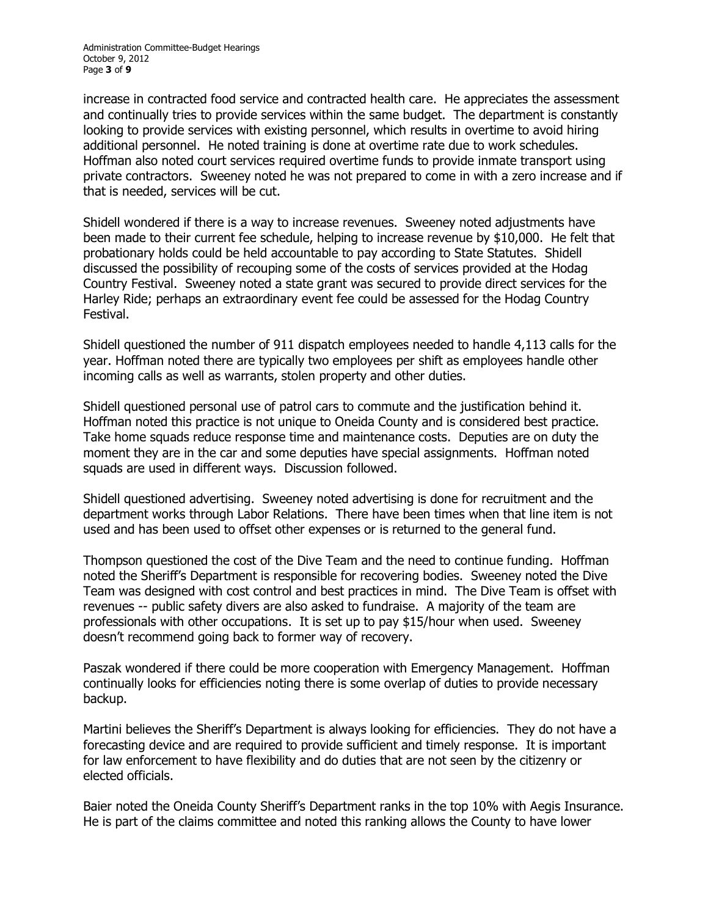increase in contracted food service and contracted health care. He appreciates the assessment and continually tries to provide services within the same budget. The department is constantly looking to provide services with existing personnel, which results in overtime to avoid hiring additional personnel. He noted training is done at overtime rate due to work schedules. Hoffman also noted court services required overtime funds to provide inmate transport using private contractors. Sweeney noted he was not prepared to come in with a zero increase and if that is needed, services will be cut.

Shidell wondered if there is a way to increase revenues. Sweeney noted adjustments have been made to their current fee schedule, helping to increase revenue by $10,000. He felt that probationary holds could be held accountable to pay according to State Statutes. Shidell discussed the possibility of recouping some of the costs of services provided at the Hodag Country Festival. Sweeney noted a state grant was secured to provide direct services for the Harley Ride; perhaps an extraordinary event fee could be assessed for the Hodag Country Festival.

Shidell questioned the number of 911 dispatch employees needed to handle 4,113 calls for the year. Hoffman noted there are typically two employees per shift as employees handle other incoming calls as well as warrants, stolen property and other duties.

Shidell questioned personal use of patrol cars to commute and the justification behind it. Hoffman noted this practice is not unique to Oneida County and is considered best practice. Take home squads reduce response time and maintenance costs. Deputies are on duty the moment they are in the car and some deputies have special assignments. Hoffman noted squads are used in different ways. Discussion followed.

Shidell questioned advertising. Sweeney noted advertising is done for recruitment and the department works through Labor Relations. There have been times when that line item is not used and has been used to offset other expenses or is returned to the general fund.

Thompson questioned the cost of the Dive Team and the need to continue funding. Hoffman noted the Sheriff's Department is responsible for recovering bodies. Sweeney noted the Dive Team was designed with cost control and best practices in mind. The Dive Team is offset with revenues -- public safety divers are also asked to fundraise. A majority of the team are professionals with other occupations. It is set up to pay $15/hour when used. Sweeney doesn't recommend going back to former way of recovery.

Paszak wondered if there could be more cooperation with Emergency Management. Hoffman continually looks for efficiencies noting there is some overlap of duties to provide necessary backup.

Martini believes the Sheriff's Department is always looking for efficiencies. They do not have a forecasting device and are required to provide sufficient and timely response. It is important for law enforcement to have flexibility and do duties that are not seen by the citizenry or elected officials.

Baier noted the Oneida County Sheriff's Department ranks in the top 10% with Aegis Insurance. He is part of the claims committee and noted this ranking allows the County to have lower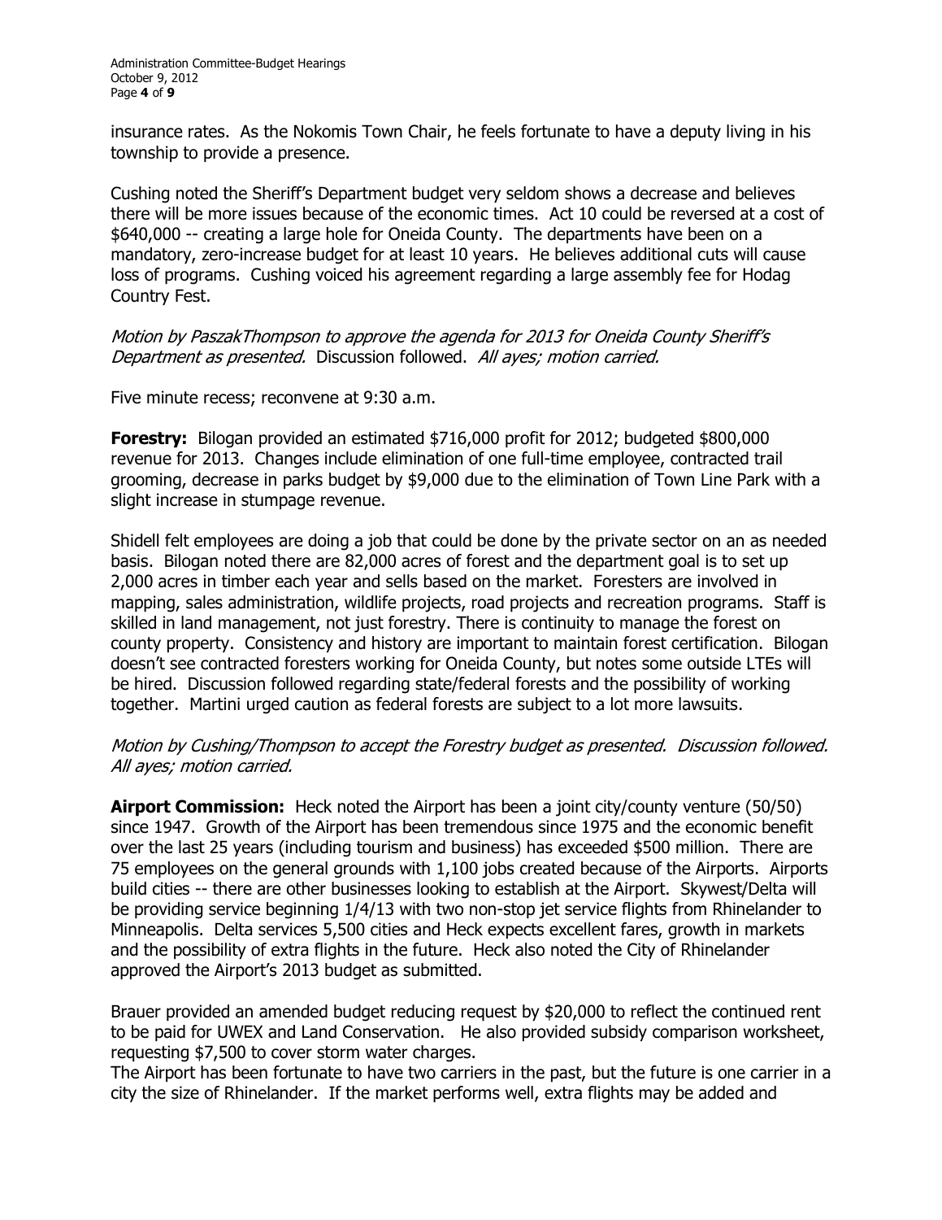insurance rates. As the Nokomis Town Chair, he feels fortunate to have a deputy living in his township to provide a presence.

Cushing noted the Sheriff's Department budget very seldom shows a decrease and believes there will be more issues because of the economic times. Act 10 could be reversed at a cost of $640,000 -- creating a large hole for Oneida County. The departments have been on a mandatory, zero-increase budget for at least 10 years. He believes additional cuts will cause loss of programs. Cushing voiced his agreement regarding a large assembly fee for Hodag Country Fest.

*Motion by PaszakThompson to approve the agenda for 2013 for Oneida County Sheriff's Department as presented.* Discussion followed. *All ayes; motion carried.*

Five minute recess; reconvene at 9:30 a.m.

**Forestry:** Bilogan provided an estimated $716,000 profit for 2012; budgeted $800,000 revenue for 2013. Changes include elimination of one full-time employee, contracted trail grooming, decrease in parks budget by $9,000 due to the elimination of Town Line Park with a slight increase in stumpage revenue.

Shidell felt employees are doing a job that could be done by the private sector on an as needed basis. Bilogan noted there are 82,000 acres of forest and the department goal is to set up 2,000 acres in timber each year and sells based on the market. Foresters are involved in mapping, sales administration, wildlife projects, road projects and recreation programs. Staff is skilled in land management, not just forestry. There is continuity to manage the forest on county property. Consistency and history are important to maintain forest certification. Bilogan doesn't see contracted foresters working for Oneida County, but notes some outside LTEs will be hired. Discussion followed regarding state/federal forests and the possibility of working together. Martini urged caution as federal forests are subject to a lot more lawsuits.

*Motion by Cushing/Thompson to accept the Forestry budget as presented. Discussion followed. All ayes; motion carried.*

**Airport Commission:** Heck noted the Airport has been a joint city/county venture (50/50) since 1947. Growth of the Airport has been tremendous since 1975 and the economic benefit over the last 25 years (including tourism and business) has exceeded $500 million. There are 75 employees on the general grounds with 1,100 jobs created because of the Airports. Airports build cities -- there are other businesses looking to establish at the Airport. Skywest/Delta will be providing service beginning 1/4/13 with two non-stop jet service flights from Rhinelander to Minneapolis. Delta services 5,500 cities and Heck expects excellent fares, growth in markets and the possibility of extra flights in the future. Heck also noted the City of Rhinelander approved the Airport's 2013 budget as submitted.

Brauer provided an amended budget reducing request by $20,000 to reflect the continued rent to be paid for UWEX and Land Conservation. He also provided subsidy comparison worksheet, requesting $7,500 to cover storm water charges.
The Airport has been fortunate to have two carriers in the past, but the future is one carrier in a city the size of Rhinelander. If the market performs well, extra flights may be added and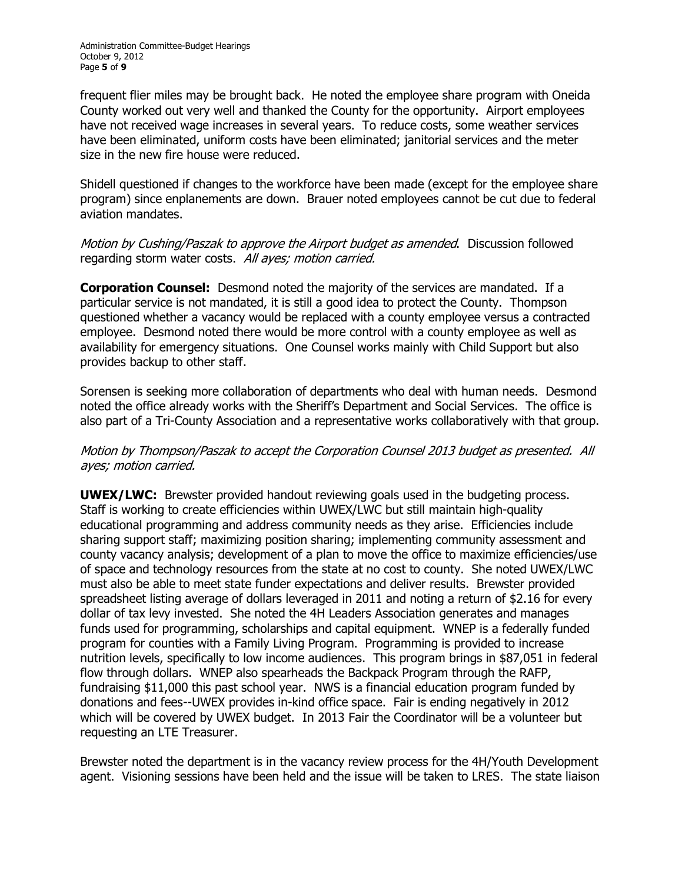frequent flier miles may be brought back. He noted the employee share program with Oneida County worked out very well and thanked the County for the opportunity. Airport employees have not received wage increases in several years. To reduce costs, some weather services have been eliminated, uniform costs have been eliminated; janitorial services and the meter size in the new fire house were reduced.

Shidell questioned if changes to the workforce have been made (except for the employee share program) since enplanements are down. Brauer noted employees cannot be cut due to federal aviation mandates.

*Motion by Cushing/Paszak to approve the Airport budget as amended.* Discussion followed regarding storm water costs. *All ayes; motion carried.*

**Corporation Counsel:** Desmond noted the majority of the services are mandated. If a particular service is not mandated, it is still a good idea to protect the County. Thompson questioned whether a vacancy would be replaced with a county employee versus a contracted employee. Desmond noted there would be more control with a county employee as well as availability for emergency situations. One Counsel works mainly with Child Support but also provides backup to other staff.

Sorensen is seeking more collaboration of departments who deal with human needs. Desmond noted the office already works with the Sheriff's Department and Social Services. The office is also part of a Tri-County Association and a representative works collaboratively with that group.

*Motion by Thompson/Paszak to accept the Corporation Counsel 2013 budget as presented. All ayes; motion carried.*

**UWEX/LWC:** Brewster provided handout reviewing goals used in the budgeting process. Staff is working to create efficiencies within UWEX/LWC but still maintain high-quality educational programming and address community needs as they arise. Efficiencies include sharing support staff; maximizing position sharing; implementing community assessment and county vacancy analysis; development of a plan to move the office to maximize efficiencies/use of space and technology resources from the state at no cost to county. She noted UWEX/LWC must also be able to meet state funder expectations and deliver results. Brewster provided spreadsheet listing average of dollars leveraged in 2011 and noting a return of $2.16 for every dollar of tax levy invested. She noted the 4H Leaders Association generates and manages funds used for programming, scholarships and capital equipment. WNEP is a federally funded program for counties with a Family Living Program. Programming is provided to increase nutrition levels, specifically to low income audiences. This program brings in $87,051 in federal flow through dollars. WNEP also spearheads the Backpack Program through the RAFP, fundraising $11,000 this past school year. NWS is a financial education program funded by donations and fees--UWEX provides in-kind office space. Fair is ending negatively in 2012 which will be covered by UWEX budget. In 2013 Fair the Coordinator will be a volunteer but requesting an LTE Treasurer.

Brewster noted the department is in the vacancy review process for the 4H/Youth Development agent. Visioning sessions have been held and the issue will be taken to LRES. The state liaison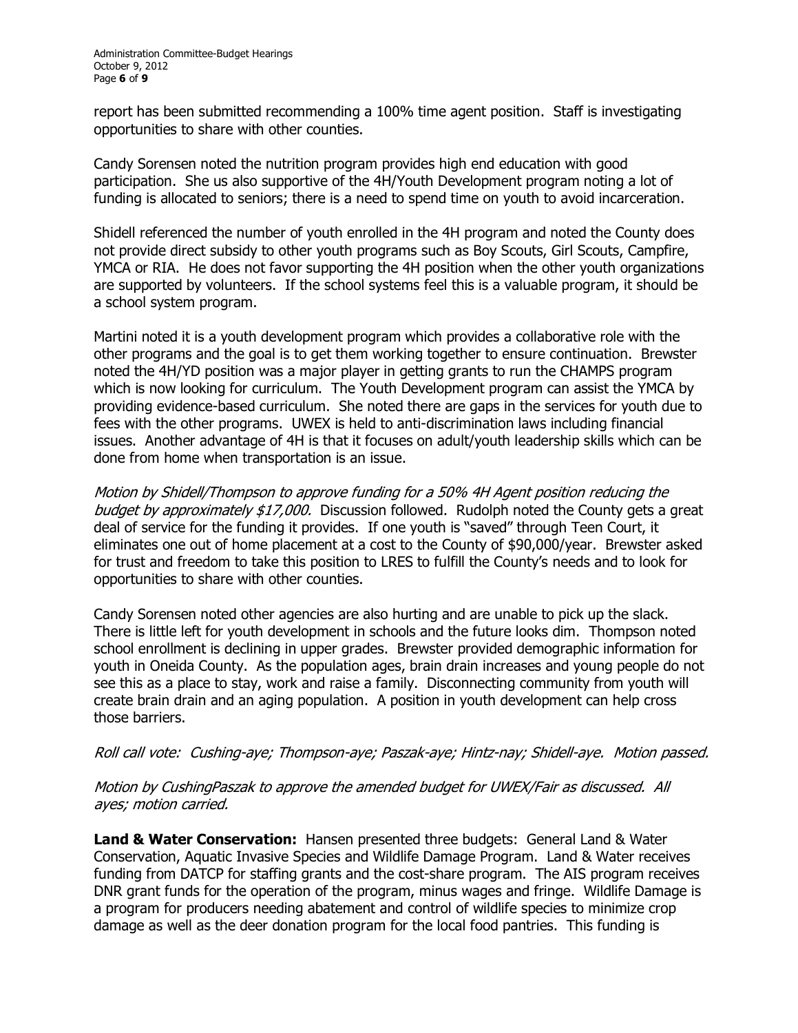report has been submitted recommending a 100% time agent position. Staff is investigating opportunities to share with other counties.

Candy Sorensen noted the nutrition program provides high end education with good participation. She us also supportive of the 4H/Youth Development program noting a lot of funding is allocated to seniors; there is a need to spend time on youth to avoid incarceration.

Shidell referenced the number of youth enrolled in the 4H program and noted the County does not provide direct subsidy to other youth programs such as Boy Scouts, Girl Scouts, Campfire, YMCA or RIA. He does not favor supporting the 4H position when the other youth organizations are supported by volunteers. If the school systems feel this is a valuable program, it should be a school system program.

Martini noted it is a youth development program which provides a collaborative role with the other programs and the goal is to get them working together to ensure continuation. Brewster noted the 4H/YD position was a major player in getting grants to run the CHAMPS program which is now looking for curriculum. The Youth Development program can assist the YMCA by providing evidence-based curriculum. She noted there are gaps in the services for youth due to fees with the other programs. UWEX is held to anti-discrimination laws including financial issues. Another advantage of 4H is that it focuses on adult/youth leadership skills which can be done from home when transportation is an issue.

*Motion by Shidell/Thompson to approve funding for a 50% 4H Agent position reducing the budget by approximately $17,000.* Discussion followed. Rudolph noted the County gets a great deal of service for the funding it provides. If one youth is "saved" through Teen Court, it eliminates one out of home placement at a cost to the County of $90,000/year. Brewster asked for trust and freedom to take this position to LRES to fulfill the County's needs and to look for opportunities to share with other counties.

Candy Sorensen noted other agencies are also hurting and are unable to pick up the slack. There is little left for youth development in schools and the future looks dim. Thompson noted school enrollment is declining in upper grades. Brewster provided demographic information for youth in Oneida County. As the population ages, brain drain increases and young people do not see this as a place to stay, work and raise a family. Disconnecting community from youth will create brain drain and an aging population. A position in youth development can help cross those barriers.

*Roll call vote: Cushing-aye; Thompson-aye; Paszak-aye; Hintz-nay; Shidell-aye. Motion passed.*

*Motion by CushingPaszak to approve the amended budget for UWEX/Fair as discussed. All ayes; motion carried.*

**Land & Water Conservation:** Hansen presented three budgets: General Land & Water Conservation, Aquatic Invasive Species and Wildlife Damage Program. Land & Water receives funding from DATCP for staffing grants and the cost-share program. The AIS program receives DNR grant funds for the operation of the program, minus wages and fringe. Wildlife Damage is a program for producers needing abatement and control of wildlife species to minimize crop damage as well as the deer donation program for the local food pantries. This funding is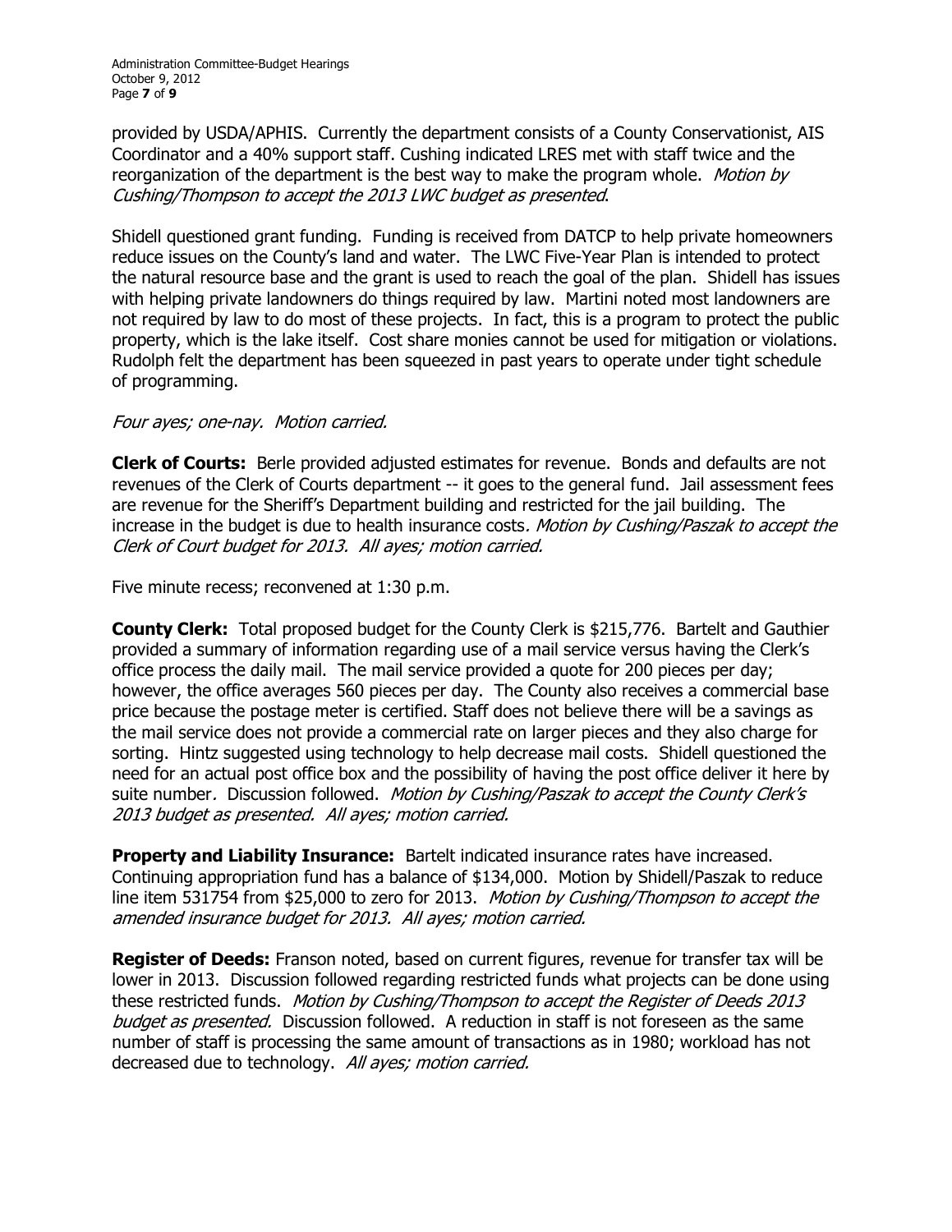provided by USDA/APHIS. Currently the department consists of a County Conservationist, AIS Coordinator and a 40% support staff. Cushing indicated LRES met with staff twice and the reorganization of the department is the best way to make the program whole. *Motion by Cushing/Thompson to accept the 2013 LWC budget as presented.*

Shidell questioned grant funding. Funding is received from DATCP to help private homeowners reduce issues on the County's land and water. The LWC Five-Year Plan is intended to protect the natural resource base and the grant is used to reach the goal of the plan. Shidell has issues with helping private landowners do things required by law. Martini noted most landowners are not required by law to do most of these projects. In fact, this is a program to protect the public property, which is the lake itself. Cost share monies cannot be used for mitigation or violations. Rudolph felt the department has been squeezed in past years to operate under tight schedule of programming.

*Four ayes; one-nay. Motion carried.*

**Clerk of Courts:** Berle provided adjusted estimates for revenue. Bonds and defaults are not revenues of the Clerk of Courts department -- it goes to the general fund. Jail assessment fees are revenue for the Sheriff's Department building and restricted for the jail building. The increase in the budget is due to health insurance costs*. Motion by Cushing/Paszak to accept the Clerk of Court budget for 2013. All ayes; motion carried.*

Five minute recess; reconvened at 1:30 p.m.

**County Clerk:** Total proposed budget for the County Clerk is $215,776. Bartelt and Gauthier provided a summary of information regarding use of a mail service versus having the Clerk's office process the daily mail. The mail service provided a quote for 200 pieces per day; however, the office averages 560 pieces per day. The County also receives a commercial base price because the postage meter is certified. Staff does not believe there will be a savings as the mail service does not provide a commercial rate on larger pieces and they also charge for sorting. Hintz suggested using technology to help decrease mail costs. Shidell questioned the need for an actual post office box and the possibility of having the post office deliver it here by suite number*.* Discussion followed. *Motion by Cushing/Paszak to accept the County Clerk's 2013 budget as presented. All ayes; motion carried.*

**Property and Liability Insurance:** Bartelt indicated insurance rates have increased. Continuing appropriation fund has a balance of $134,000. Motion by Shidell/Paszak to reduce line item 531754 from $25,000 to zero for 2013. *Motion by Cushing/Thompson to accept the amended insurance budget for 2013. All ayes; motion carried.*

**Register of Deeds:** Franson noted, based on current figures, revenue for transfer tax will be lower in 2013. Discussion followed regarding restricted funds what projects can be done using these restricted funds. *Motion by Cushing/Thompson to accept the Register of Deeds 2013 budget as presented.* Discussion followed. A reduction in staff is not foreseen as the same number of staff is processing the same amount of transactions as in 1980; workload has not decreased due to technology. *All ayes; motion carried.*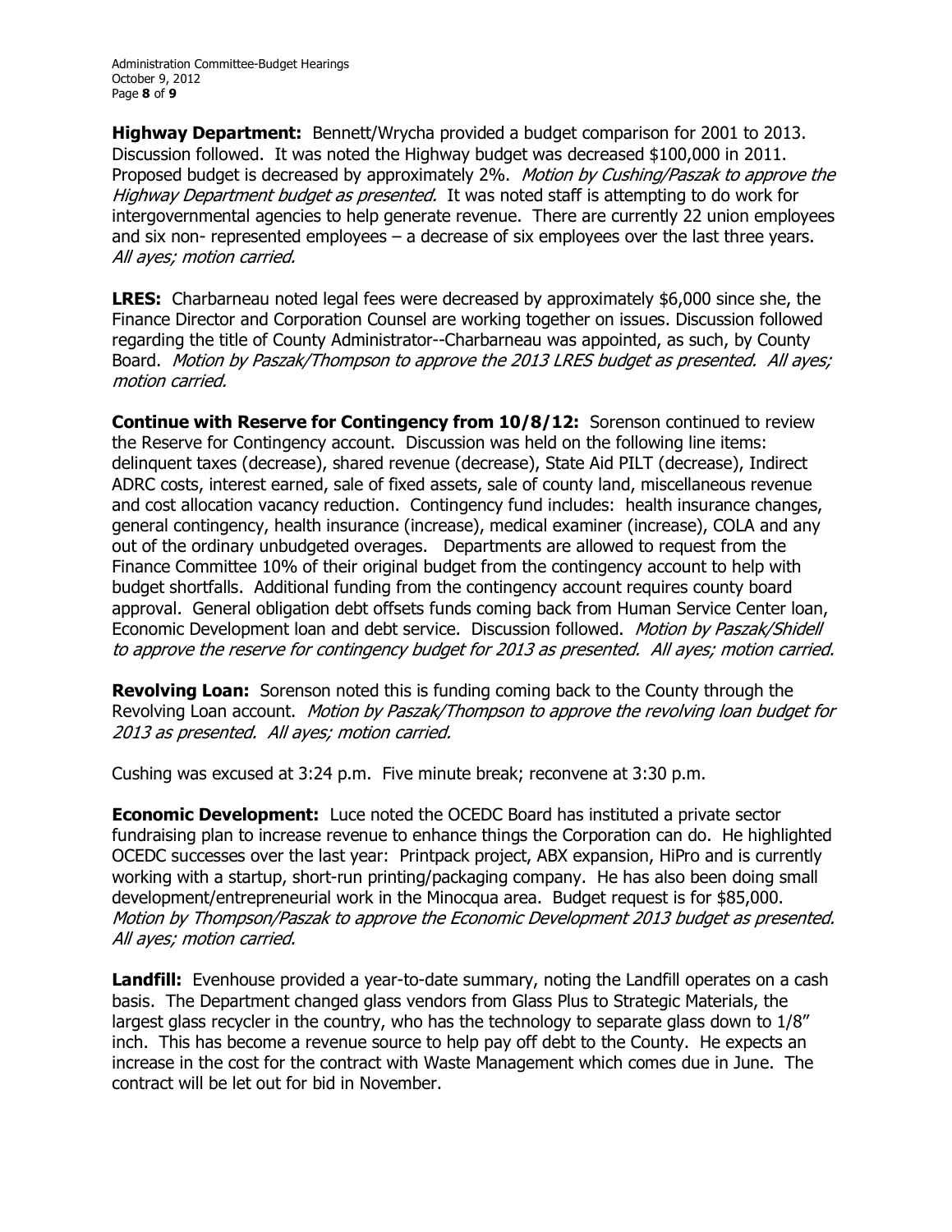**Highway Department:** Bennett/Wrycha provided a budget comparison for 2001 to 2013. Discussion followed. It was noted the Highway budget was decreased $100,000 in 2011. Proposed budget is decreased by approximately 2%. *Motion by Cushing/Paszak to approve the Highway Department budget as presented.* It was noted staff is attempting to do work for intergovernmental agencies to help generate revenue. There are currently 22 union employees and six non- represented employees – a decrease of six employees over the last three years. *All ayes; motion carried.*

**LRES:** Charbarneau noted legal fees were decreased by approximately $6,000 since she, the Finance Director and Corporation Counsel are working together on issues. Discussion followed regarding the title of County Administrator--Charbarneau was appointed, as such, by County Board. *Motion by Paszak/Thompson to approve the 2013 LRES budget as presented. All ayes; motion carried.*

**Continue with Reserve for Contingency from 10/8/12:** Sorenson continued to review the Reserve for Contingency account. Discussion was held on the following line items: delinquent taxes (decrease), shared revenue (decrease), State Aid PILT (decrease), Indirect ADRC costs, interest earned, sale of fixed assets, sale of county land, miscellaneous revenue and cost allocation vacancy reduction. Contingency fund includes: health insurance changes, general contingency, health insurance (increase), medical examiner (increase), COLA and any out of the ordinary unbudgeted overages. Departments are allowed to request from the Finance Committee 10% of their original budget from the contingency account to help with budget shortfalls. Additional funding from the contingency account requires county board approval. General obligation debt offsets funds coming back from Human Service Center loan, Economic Development loan and debt service. Discussion followed. *Motion by Paszak/Shidell to approve the reserve for contingency budget for 2013 as presented. All ayes; motion carried.*

**Revolving Loan:** Sorenson noted this is funding coming back to the County through the Revolving Loan account. *Motion by Paszak/Thompson to approve the revolving loan budget for 2013 as presented. All ayes; motion carried.*

Cushing was excused at 3:24 p.m. Five minute break; reconvene at 3:30 p.m.

**Economic Development:** Luce noted the OCEDC Board has instituted a private sector fundraising plan to increase revenue to enhance things the Corporation can do. He highlighted OCEDC successes over the last year: Printpack project, ABX expansion, HiPro and is currently working with a startup, short-run printing/packaging company. He has also been doing small development/entrepreneurial work in the Minocqua area. Budget request is for $85,000. *Motion by Thompson/Paszak to approve the Economic Development 2013 budget as presented. All ayes; motion carried.*

**Landfill:** Evenhouse provided a year-to-date summary, noting the Landfill operates on a cash basis. The Department changed glass vendors from Glass Plus to Strategic Materials, the largest glass recycler in the country, who has the technology to separate glass down to 1/8" inch. This has become a revenue source to help pay off debt to the County. He expects an increase in the cost for the contract with Waste Management which comes due in June. The contract will be let out for bid in November.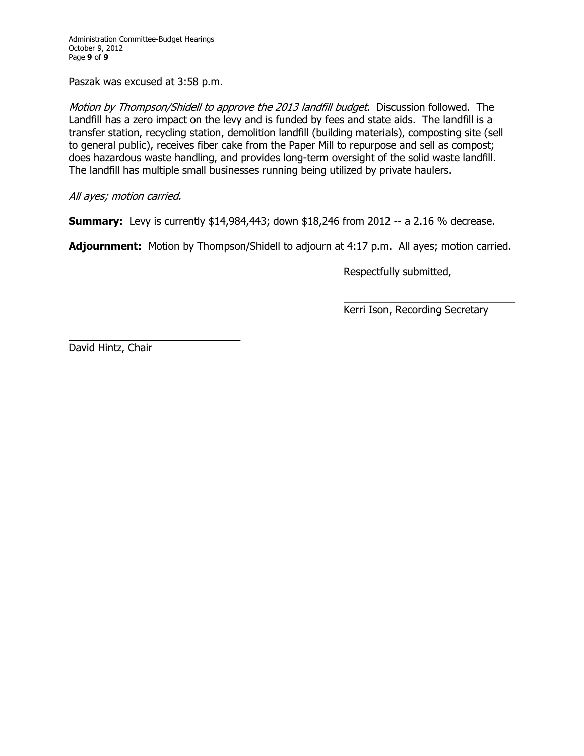Paszak was excused at 3:58 p.m.

*Motion by Thompson/Shidell to approve the 2013 landfill budget.* Discussion followed. The Landfill has a zero impact on the levy and is funded by fees and state aids. The landfill is a transfer station, recycling station, demolition landfill (building materials), composting site (sell to general public), receives fiber cake from the Paper Mill to repurpose and sell as compost; does hazardous waste handling, and provides long-term oversight of the solid waste landfill. The landfill has multiple small businesses running being utilized by private haulers.

*All ayes; motion carried.*

**Summary:** Levy is currently $14,984,443; down $18,246 from 2012 -- a 2.16 % decrease.

**Adjournment:** Motion by Thompson/Shidell to adjourn at 4:17 p.m. All ayes; motion carried.

Respectfully submitted,

______________________________
Kerri Ison, Recording Secretary

______________________________
David Hintz, Chair